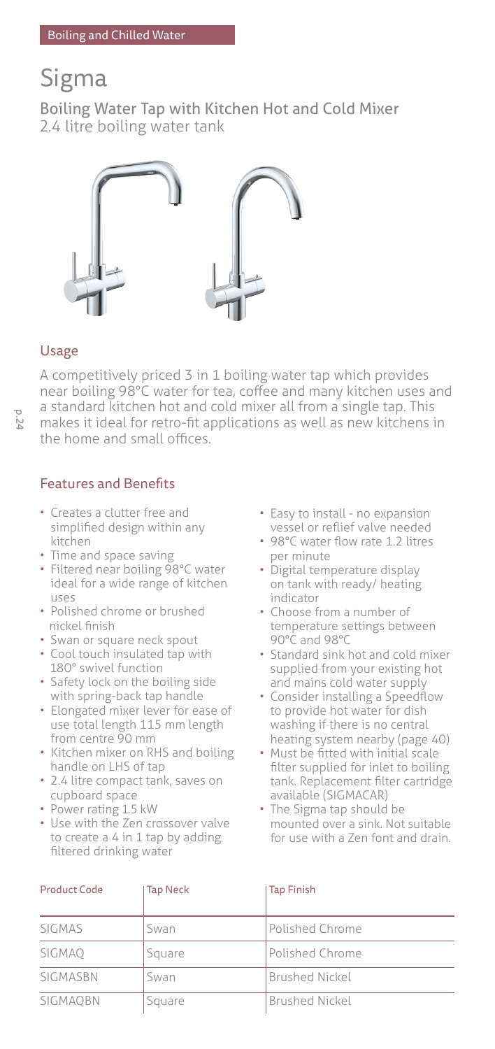Boiling and Chilled Water

# Sigma

## Boiling Water Tap with Kitchen Hot and Cold Mixer

2.4 litre boiling water tank

### Usage

A competitively priced 3 in 1 boiling water tap which provides near boiling 98°C water for tea, coffee and many kitchen uses and a standard kitchen hot and cold mixer all from a single tap. This makes it ideal for retro-fit applications as well as new kitchens in the home and small offices.

### Features and Benefits

- Creates a clutter free and simplified design within any kitchen
- Time and space saving
- Filtered near boiling 98°C water ideal for a wide range of kitchen uses
- Polished chrome or brushed nickel finish
- Swan or square neck spout
- Cool touch insulated tap with 180° swivel function
- Safety lock on the boiling side with spring-back tap handle
- Elongated mixer lever for ease of use total length 115 mm length from centre 90 mm
- Kitchen mixer on RHS and boiling handle on LHS of tap
- 2.4 litre compact tank, saves on cupboard space
- Power rating 1.5 kW
- Use with the Zen crossover valve to create a 4 in 1 tap by adding filtered drinking water
- Easy to install - no expansion vessel or reflief valve needed
- 98°C water flow rate 1.2 litres per minute
- Digital temperature display on tank with ready/ heating indicator
- Choose from a number of temperature settings between 90°C and 98°C
- Standard sink hot and cold mixer supplied from your existing hot and mains cold water supply
- Consider installing a Speedflow to provide hot water for dish washing if there is no central heating system nearby (page 40)
- Must be fitted with initial scale filter supplied for inlet to boiling tank. Replacement filter cartridge available (SIGMACAR)
- The Sigma tap should be mounted over a sink. Not suitable for use with a Zen font and drain.

| Product Code | Tap Neck | Tap Finish |
|---|---|---|
| SIGMAS | Swan | Polished Chrome |
| SIGMAQ | Square | Polished Chrome |
| SIGMASBN | Swan | Brushed Nickel |
| SIGMAQBN | Square | Brushed Nickel |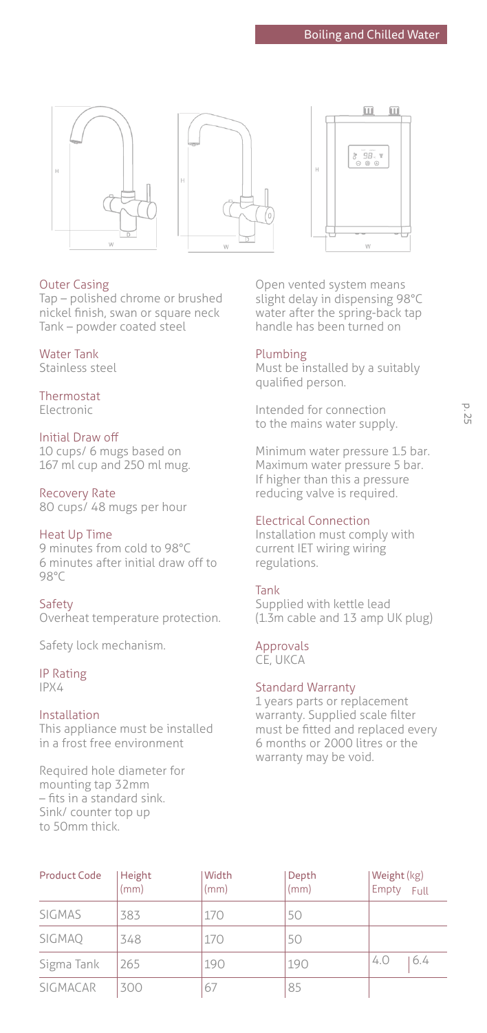## Boiling and Chilled Water

### Outer Casing
Tap – polished chrome or brushed nickel finish, swan or square neck
Tank – powder coated steel

### Water Tank
Stainless steel

### Thermostat
Electronic

### Initial Draw off
10 cups/ 6 mugs based on 167 ml cup and 250 ml mug.

### Recovery Rate
80 cups/ 48 mugs per hour

### Heat Up Time
9 minutes from cold to 98°C
6 minutes after initial draw off to 98°C

### Safety
Overheat temperature protection.

Safety lock mechanism.

### IP Rating
IPX4

### Installation
This appliance must be installed in a frost free environment

Required hole diameter for mounting tap 32mm – fits in a standard sink. Sink/ counter top up to 50mm thick.

Open vented system means slight delay in dispensing 98°C water after the spring-back tap handle has been turned on

### Plumbing
Must be installed by a suitably qualified person.

Intended for connection to the mains water supply.

Minimum water pressure 1.5 bar. Maximum water pressure 5 bar. If higher than this a pressure reducing valve is required.

### Electrical Connection
Installation must comply with current IET wiring wiring regulations.

### Tank
Supplied with kettle lead (1.3m cable and 13 amp UK plug)

### Approvals
CE, UKCA

### Standard Warranty
1 years parts or replacement warranty. Supplied scale filter must be fitted and replaced every 6 months or 2000 litres or the warranty may be void.

| Product Code | Height (mm) | Width (mm) | Depth (mm) | Weight (kg) Empty | Full |
|---|---|---|---|---|---|
| SIGMAS | 383 | 170 | 50 | | |
| SIGMAQ | 348 | 170 | 50 | | |
| Sigma Tank | 265 | 190 | 190 | 4.0 | 6.4 |
| SIGMACAR | 300 | 67 | 85 | | |